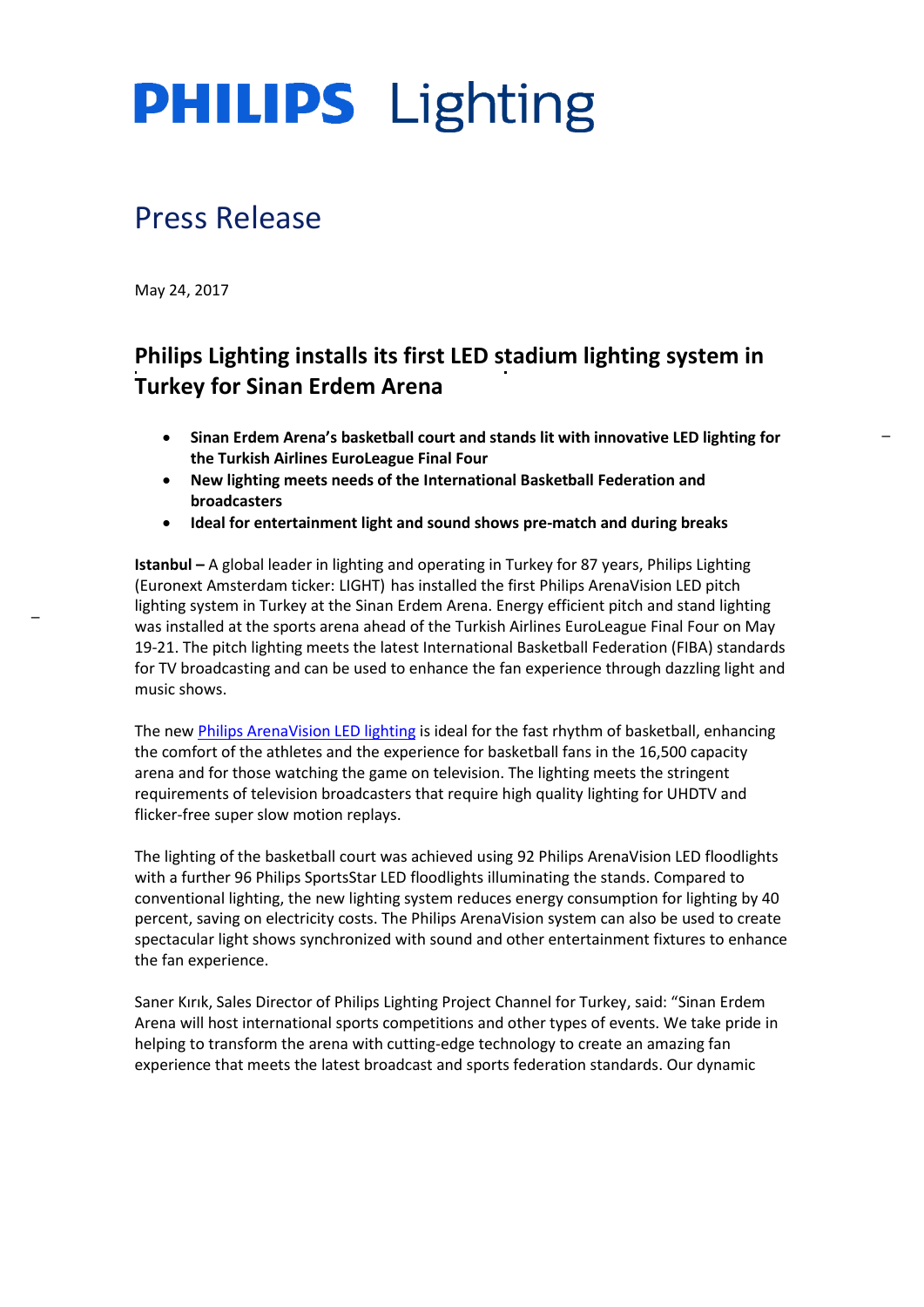# PHILIPS Lighting

## Press Release

May 24, 2017

### Philips Lighting installs its first LED stadium lighting system in Turkey for Sinan Erdem Arena

- **Sinan Erdem Arena's basketball court and stands lit with innovative LED lighting for the Turkish Airlines EuroLeague Final Four**
- **New lighting meets needs of the International Basketball Federation and broadcasters**
- **Ideal for entertainment light and sound shows pre-match and during breaks**

**Istanbul –** A global leader in lighting and operating in Turkey for 87 years, Philips Lighting (Euronext Amsterdam ticker: LIGHT) has installed the first Philips ArenaVision LED pitch lighting system in Turkey at the Sinan Erdem Arena. Energy efficient pitch and stand lighting was installed at the sports arena ahead of the Turkish Airlines EuroLeague Final Four on May 19-21. The pitch lighting meets the latest International Basketball Federation (FIBA) standards for TV broadcasting and can be used to enhance the fan experience through dazzling light and music shows.

The new [Philips ArenaVision LED lighting] is ideal for the fast rhythm of basketball, enhancing the comfort of the athletes and the experience for basketball fans in the 16,500 capacity arena and for those watching the game on television. The lighting meets the stringent requirements of television broadcasters that require high quality lighting for UHDTV and flicker-free super slow motion replays.

The lighting of the basketball court was achieved using 92 Philips ArenaVision LED floodlights with a further 96 Philips SportsStar LED floodlights illuminating the stands. Compared to conventional lighting, the new lighting system reduces energy consumption for lighting by 40 percent, saving on electricity costs. The Philips ArenaVision system can also be used to create spectacular light shows synchronized with sound and other entertainment fixtures to enhance the fan experience.

Saner Kırık, Sales Director of Philips Lighting Project Channel for Turkey, said: "Sinan Erdem Arena will host international sports competitions and other types of events. We take pride in helping to transform the arena with cutting-edge technology to create an amazing fan experience that meets the latest broadcast and sports federation standards. Our dynamic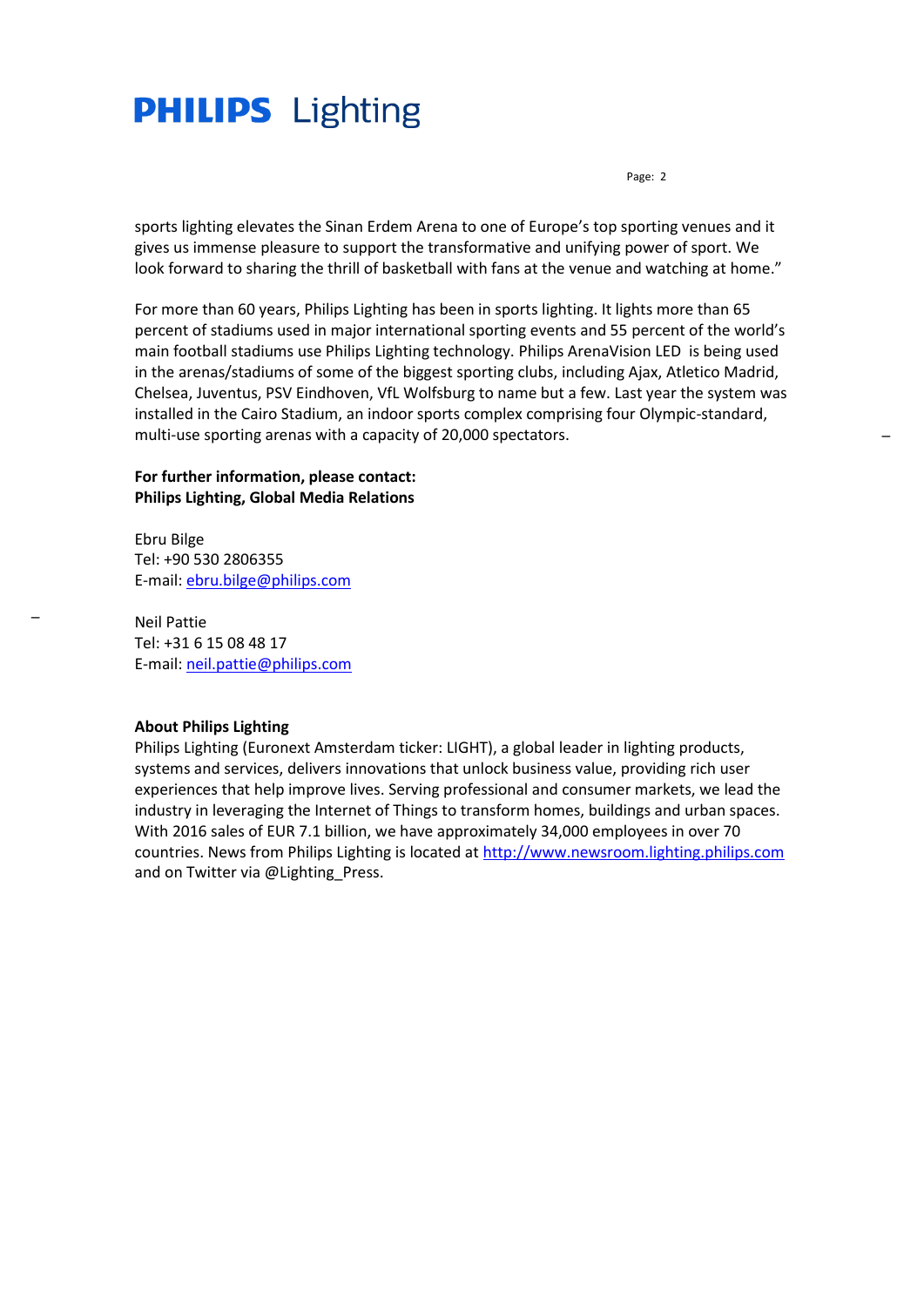sports lighting elevates the Sinan Erdem Arena to one of Europe's top sporting venues and it gives us immense pleasure to support the transformative and unifying power of sport. We look forward to sharing the thrill of basketball with fans at the venue and watching at home."

For more than 60 years, Philips Lighting has been in sports lighting. It lights more than 65 percent of stadiums used in major international sporting events and 55 percent of the world's main football stadiums use Philips Lighting technology. Philips ArenaVision LED is being used in the arenas/stadiums of some of the biggest sporting clubs, including Ajax, Atletico Madrid, Chelsea, Juventus, PSV Eindhoven, VfL Wolfsburg to name but a few. Last year the system was installed in the Cairo Stadium, an indoor sports complex comprising four Olympic-standard, multi-use sporting arenas with a capacity of 20,000 spectators.

**For further information, please contact:**
**Philips Lighting, Global Media Relations**

Ebru Bilge
Tel: +90 530 2806355
E-mail: ebru.bilge@philips.com

Neil Pattie
Tel: +31 6 15 08 48 17
E-mail: neil.pattie@philips.com

**About Philips Lighting**

Philips Lighting (Euronext Amsterdam ticker: LIGHT), a global leader in lighting products, systems and services, delivers innovations that unlock business value, providing rich user experiences that help improve lives. Serving professional and consumer markets, we lead the industry in leveraging the Internet of Things to transform homes, buildings and urban spaces. With 2016 sales of EUR 7.1 billion, we have approximately 34,000 employees in over 70 countries. News from Philips Lighting is located at http://www.newsroom.lighting.philips.com and on Twitter via @Lighting_Press.